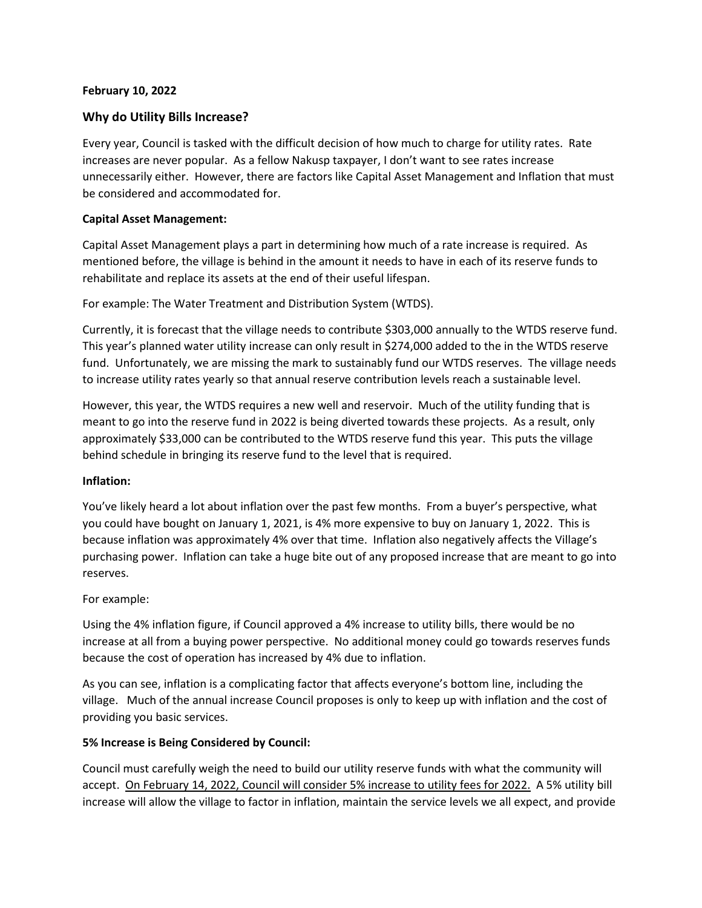**February 10, 2022**

## Why do Utility Bills Increase?

Every year, Council is tasked with the difficult decision of how much to charge for utility rates. Rate increases are never popular. As a fellow Nakusp taxpayer, I don't want to see rates increase unnecessarily either. However, there are factors like Capital Asset Management and Inflation that must be considered and accommodated for.

**Capital Asset Management:**

Capital Asset Management plays a part in determining how much of a rate increase is required. As mentioned before, the village is behind in the amount it needs to have in each of its reserve funds to rehabilitate and replace its assets at the end of their useful lifespan.

For example: The Water Treatment and Distribution System (WTDS).

Currently, it is forecast that the village needs to contribute $303,000 annually to the WTDS reserve fund. This year's planned water utility increase can only result in $274,000 added to the in the WTDS reserve fund. Unfortunately, we are missing the mark to sustainably fund our WTDS reserves. The village needs to increase utility rates yearly so that annual reserve contribution levels reach a sustainable level.

However, this year, the WTDS requires a new well and reservoir. Much of the utility funding that is meant to go into the reserve fund in 2022 is being diverted towards these projects. As a result, only approximately $33,000 can be contributed to the WTDS reserve fund this year. This puts the village behind schedule in bringing its reserve fund to the level that is required.

**Inflation:**

You've likely heard a lot about inflation over the past few months. From a buyer's perspective, what you could have bought on January 1, 2021, is 4% more expensive to buy on January 1, 2022. This is because inflation was approximately 4% over that time. Inflation also negatively affects the Village's purchasing power. Inflation can take a huge bite out of any proposed increase that are meant to go into reserves.

For example:

Using the 4% inflation figure, if Council approved a 4% increase to utility bills, there would be no increase at all from a buying power perspective. No additional money could go towards reserves funds because the cost of operation has increased by 4% due to inflation.

As you can see, inflation is a complicating factor that affects everyone's bottom line, including the village. Much of the annual increase Council proposes is only to keep up with inflation and the cost of providing you basic services.

**5% Increase is Being Considered by Council:**

Council must carefully weigh the need to build our utility reserve funds with what the community will accept. <u>On February 14, 2022, Council will consider 5% increase to utility fees for 2022.</u> A 5% utility bill increase will allow the village to factor in inflation, maintain the service levels we all expect, and provide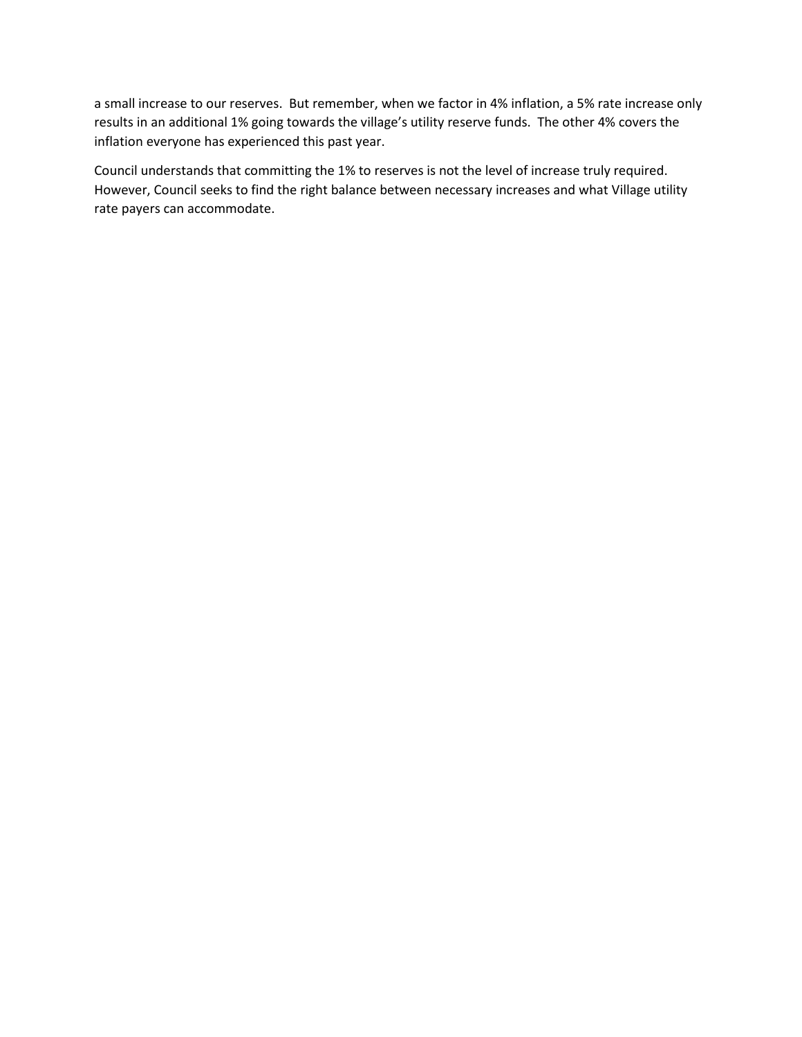a small increase to our reserves. But remember, when we factor in 4% inflation, a 5% rate increase only results in an additional 1% going towards the village's utility reserve funds. The other 4% covers the inflation everyone has experienced this past year.

Council understands that committing the 1% to reserves is not the level of increase truly required. However, Council seeks to find the right balance between necessary increases and what Village utility rate payers can accommodate.